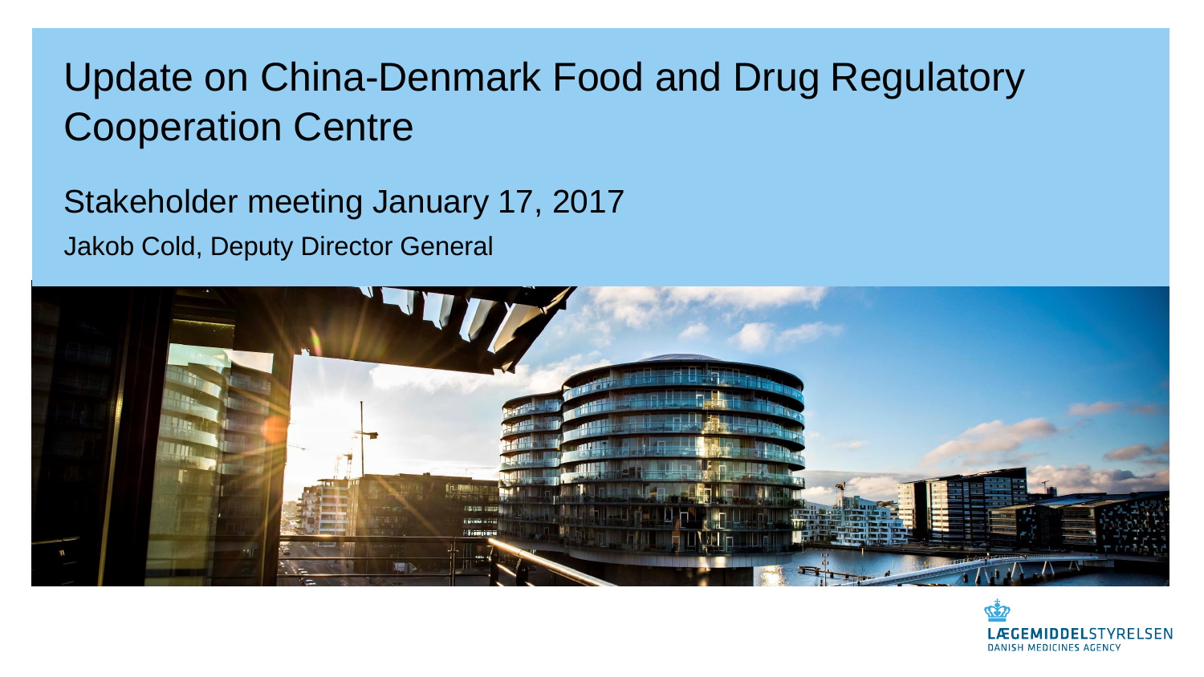# Update on China-Denmark Food and Drug Regulatory Cooperation Centre

## Stakeholder meeting January 17, 2017

Jakob Cold, Deputy Director General

LÆGEMIDDELSTYRELSEN
DANISH MEDICINES AGENCY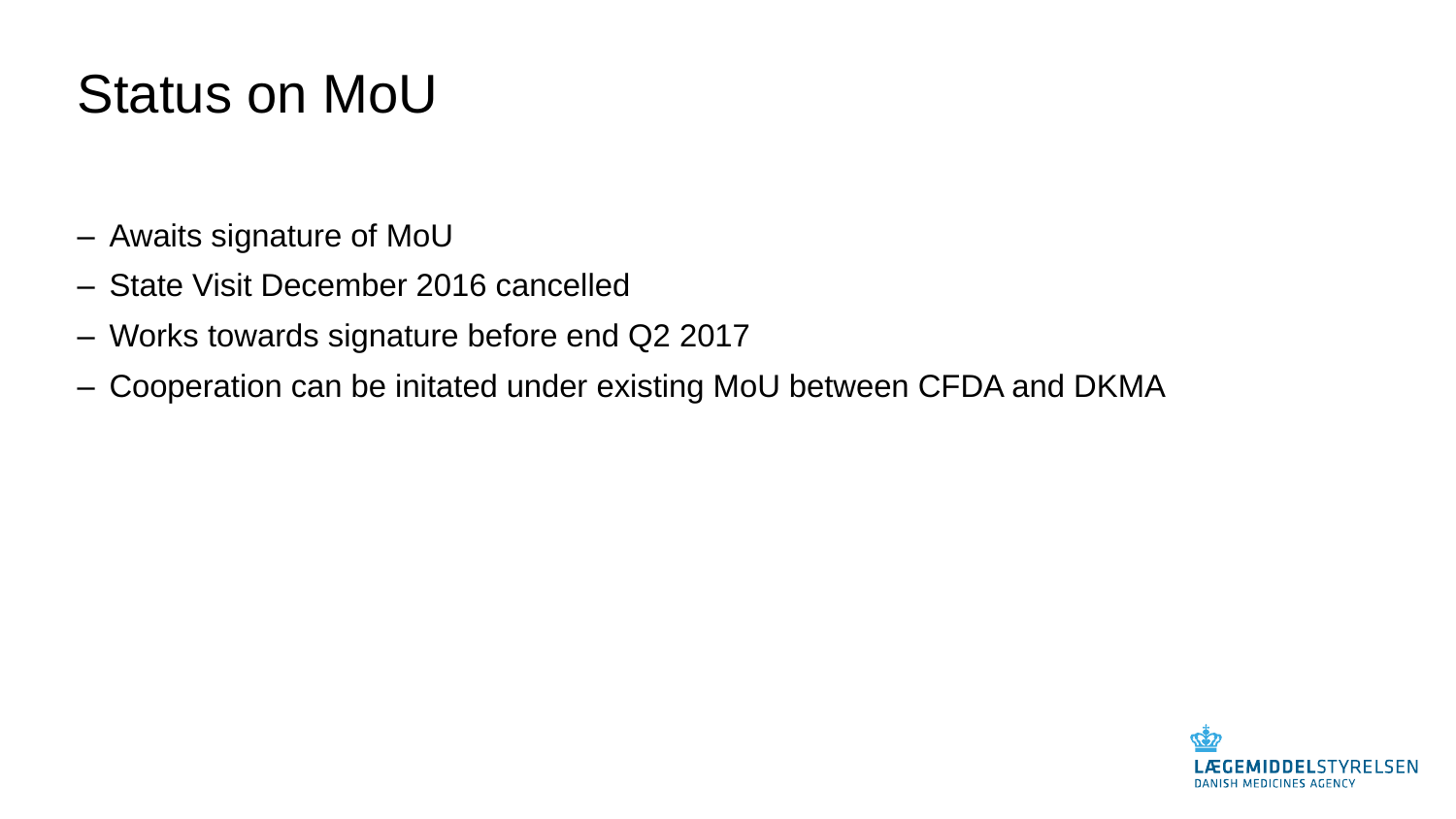# Status on MoU

- Awaits signature of MoU
- State Visit December 2016 cancelled
- Works towards signature before end Q2 2017
- Cooperation can be initated under existing MoU between CFDA and DKMA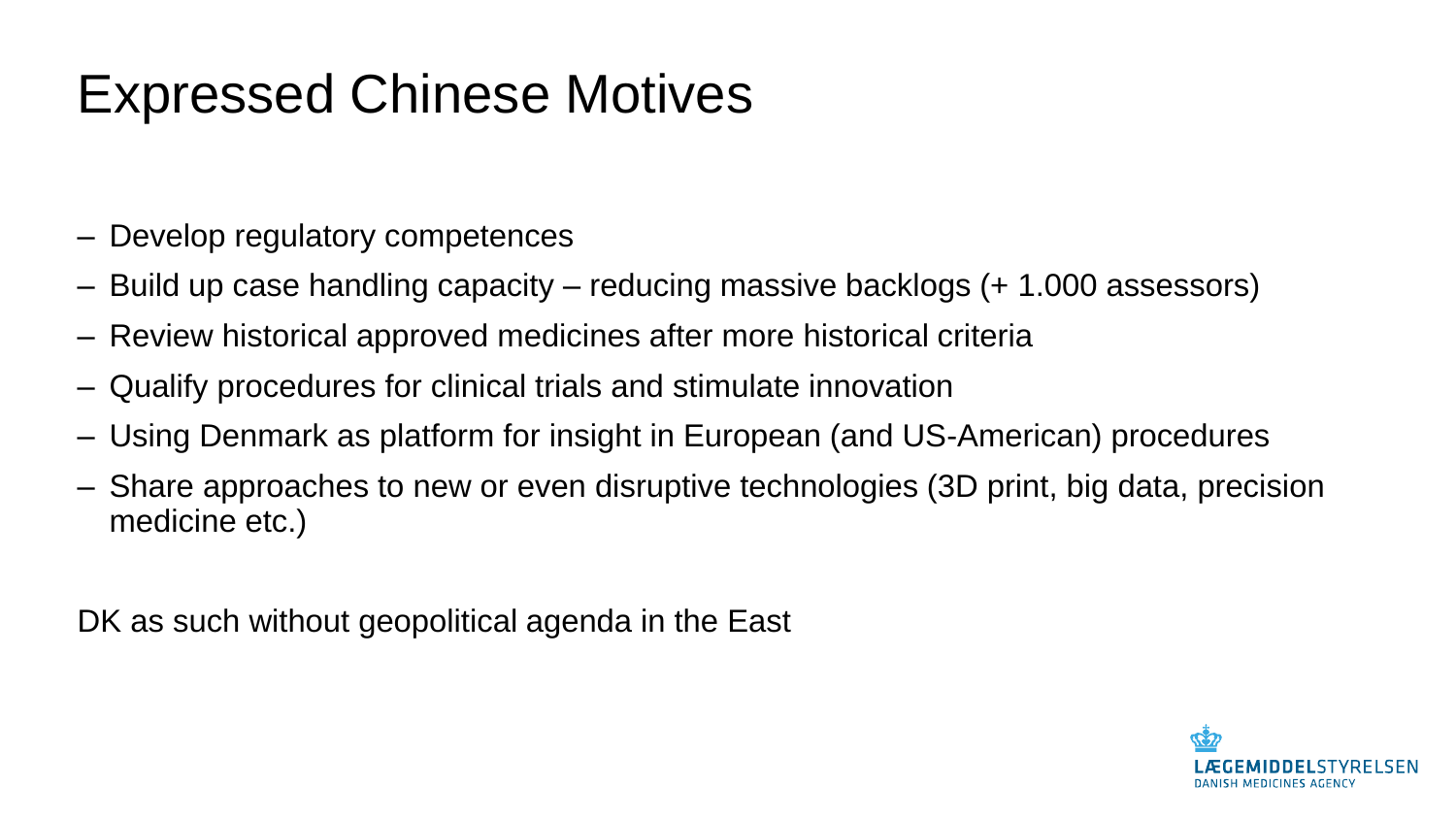# Expressed Chinese Motives

- Develop regulatory competences
- Build up case handling capacity – reducing massive backlogs (+ 1.000 assessors)
- Review historical approved medicines after more historical criteria
- Qualify procedures for clinical trials and stimulate innovation
- Using Denmark as platform for insight in European (and US-American) procedures
- Share approaches to new or even disruptive technologies (3D print, big data, precision medicine etc.)

DK as such without geopolitical agenda in the East

LÆGEMIDDELSTYRELSEN
DANISH MEDICINES AGENCY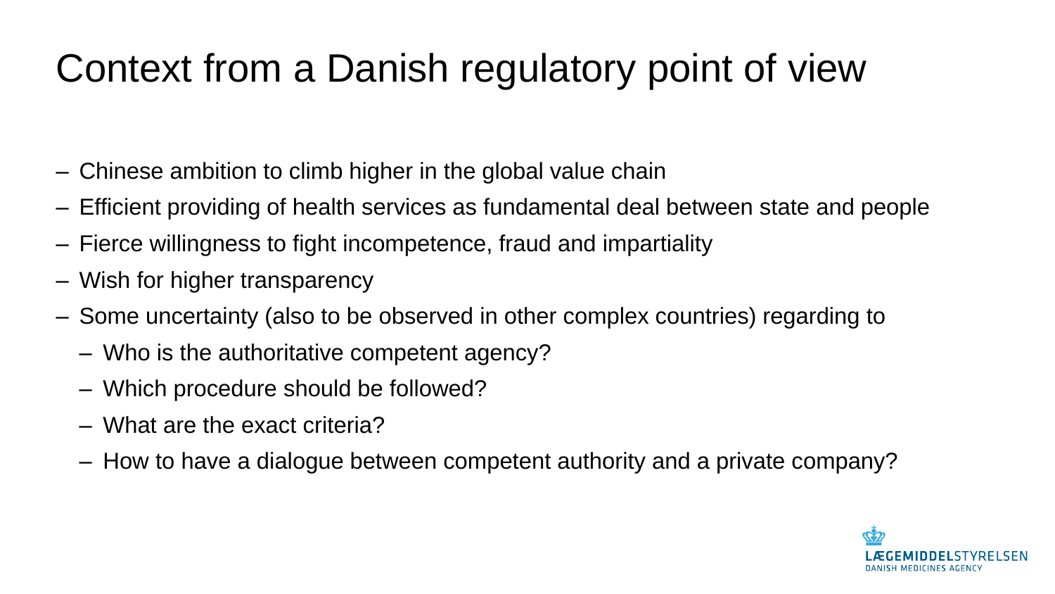# Context from a Danish regulatory point of view

- Chinese ambition to climb higher in the global value chain
- Efficient providing of health services as fundamental deal between state and people
- Fierce willingness to fight incompetence, fraud and impartiality
- Wish for higher transparency
- Some uncertainty (also to be observed in other complex countries) regarding to
  - Who is the authoritative competent agency?
  - Which procedure should be followed?
  - What are the exact criteria?
  - How to have a dialogue between competent authority and a private company?

LÆGEMIDDELSTYRELSEN
DANISH MEDICINES AGENCY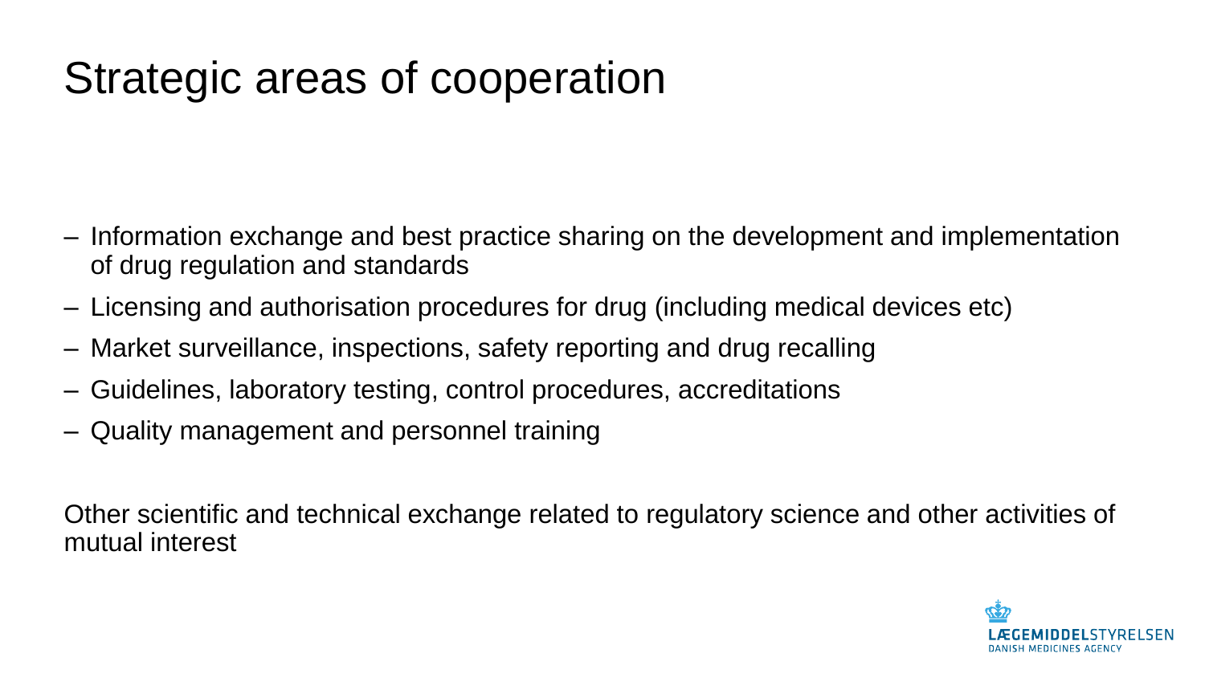# Strategic areas of cooperation

- Information exchange and best practice sharing on the development and implementation of drug regulation and standards
- Licensing and authorisation procedures for drug (including medical devices etc)
- Market surveillance, inspections, safety reporting and drug recalling
- Guidelines, laboratory testing, control procedures, accreditations
- Quality management and personnel training

Other scientific and technical exchange related to regulatory science and other activities of mutual interest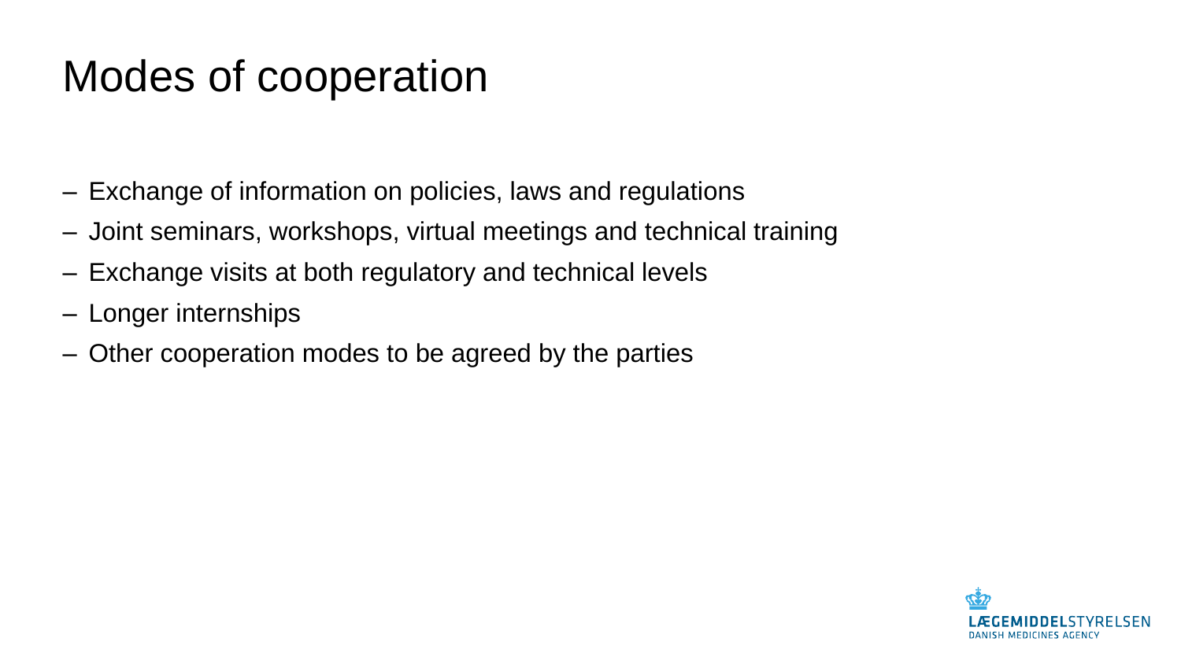# Modes of cooperation

- Exchange of information on policies, laws and regulations
- Joint seminars, workshops, virtual meetings and technical training
- Exchange visits at both regulatory and technical levels
- Longer internships
- Other cooperation modes to be agreed by the parties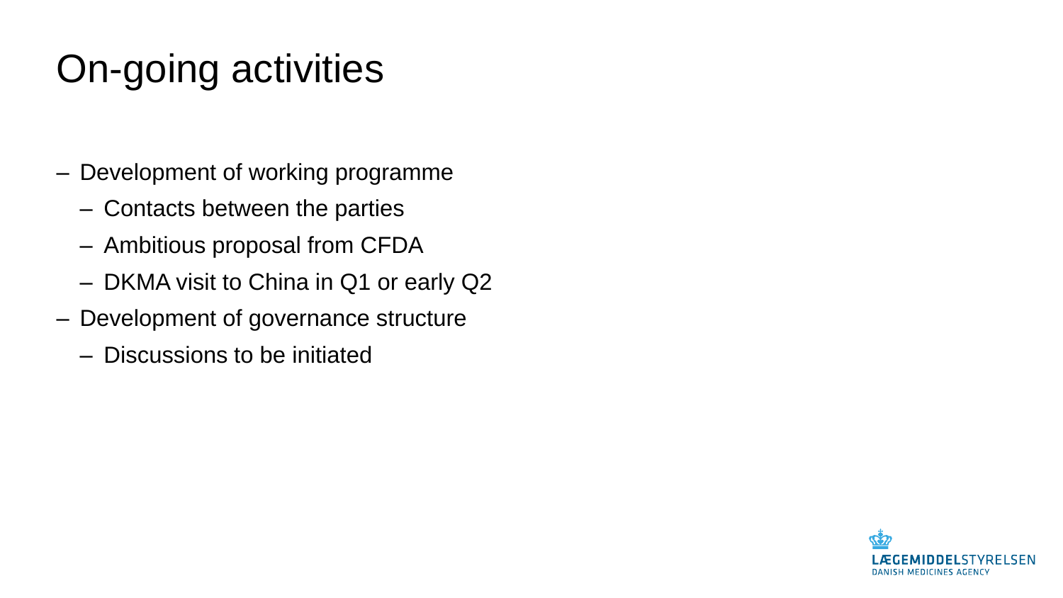# On-going activities

- Development of working programme
  - Contacts between the parties
  - Ambitious proposal from CFDA
  - DKMA visit to China in Q1 or early Q2
- Development of governance structure
  - Discussions to be initiated